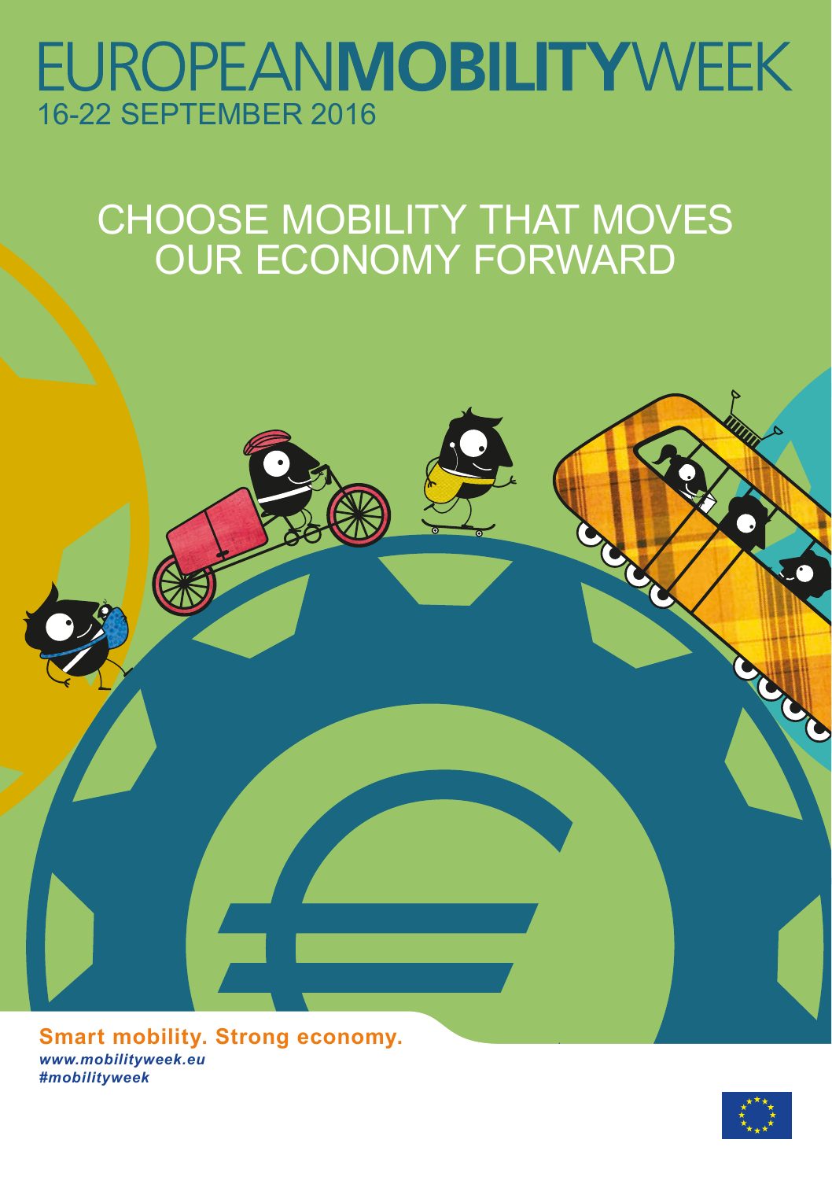# EUROPEAN**MOBILITY**WEEK

16-22 SEPTEMBER 2016

## CHOOSE MOBILITY THAT MOVES OUR ECONOMY FORWARD

**Smart mobility. Strong economy.**

***www.mobilityweek.eu***

***#mobilityweek***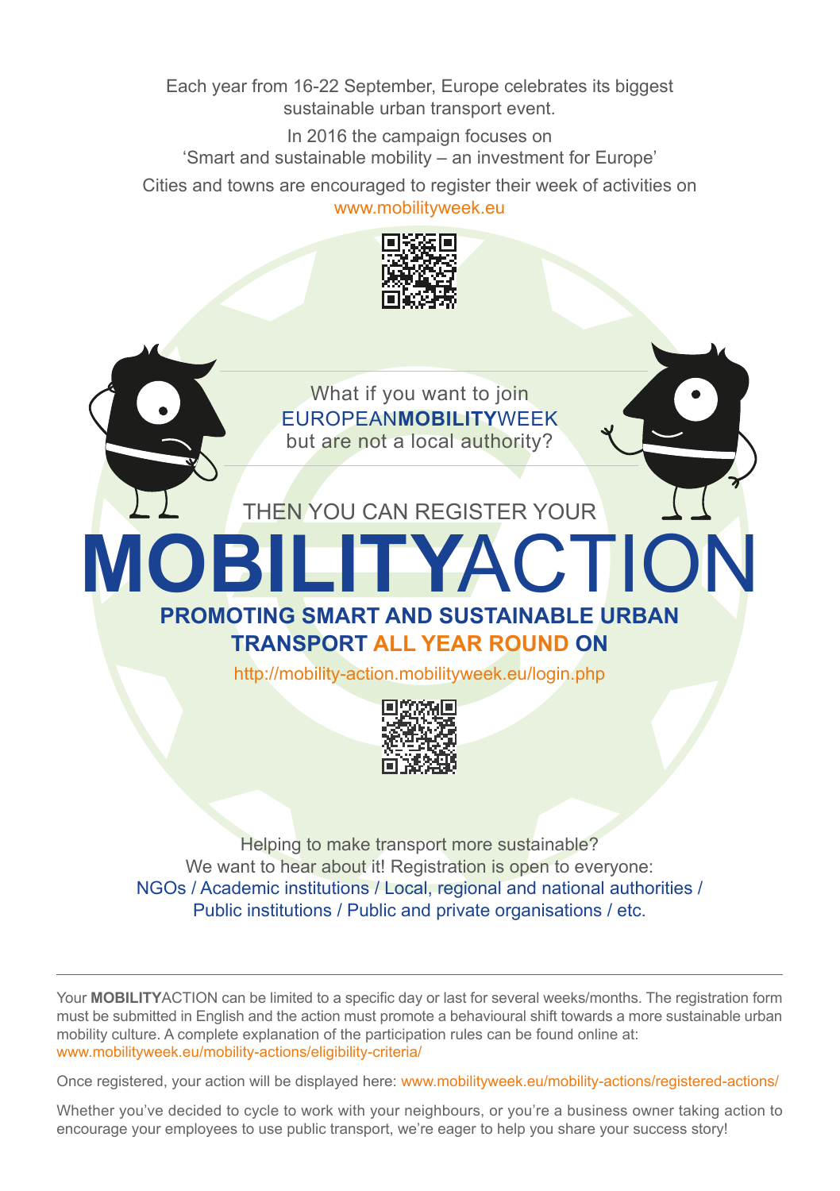Each year from 16-22 September, Europe celebrates its biggest sustainable urban transport event.

In 2016 the campaign focuses on 'Smart and sustainable mobility – an investment for Europe'

Cities and towns are encouraged to register their week of activities on www.mobilityweek.eu

What if you want to join EUROPEAN**MOBILITY**WEEK but are not a local authority?

THEN YOU CAN REGISTER YOUR

# **MOBILITY**ACTION

## PROMOTING SMART AND SUSTAINABLE URBAN TRANSPORT ALL YEAR ROUND ON

http://mobility-action.mobilityweek.eu/login.php

Helping to make transport more sustainable?
We want to hear about it! Registration is open to everyone:
NGOs / Academic institutions / Local, regional and national authorities / Public institutions / Public and private organisations / etc.

---

Your **MOBILITY**ACTION can be limited to a specific day or last for several weeks/months. The registration form must be submitted in English and the action must promote a behavioural shift towards a more sustainable urban mobility culture. A complete explanation of the participation rules can be found online at: www.mobilityweek.eu/mobility-actions/eligibility-criteria/

Once registered, your action will be displayed here: www.mobilityweek.eu/mobility-actions/registered-actions/

Whether you've decided to cycle to work with your neighbours, or you're a business owner taking action to encourage your employees to use public transport, we're eager to help you share your success story!